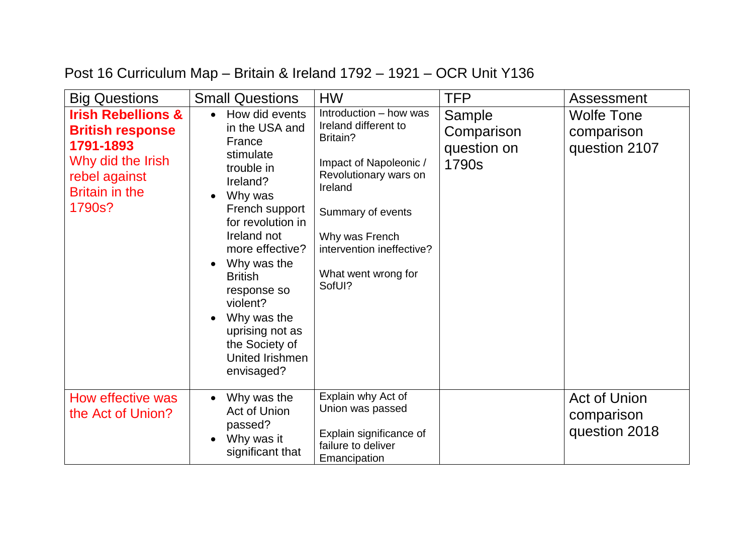# Post 16 Curriculum Map – Britain & Ireland 1792 – 1921 – OCR Unit Y136

| Big Questions | Small Questions | HW | TFP | Assessment |
|---|---|---|---|---|
| **Irish Rebellions & British response 1791-1893** Why did the Irish rebel against Britain in the 1790s? | <ul><li>How did events in the USA and France stimulate trouble in Ireland?</li><li>Why was French support for revolution in Ireland not more effective?</li><li>Why was the British response so violent?</li><li>Why was the uprising not as the Society of United Irishmen envisaged?</li></ul> | Introduction – how was Ireland different to Britain?<br><br>Impact of Napoleonic / Revolutionary wars on Ireland<br><br>Summary of events<br><br>Why was French intervention ineffective?<br><br>What went wrong for SofUI? | Sample Comparison question on 1790s | Wolfe Tone comparison question 2107 |
| How effective was the Act of Union? | <ul><li>Why was the Act of Union passed?</li><li>Why was it significant that</li></ul> | Explain why Act of Union was passed<br><br>Explain significance of failure to deliver Emancipation | | Act of Union comparison question 2018 |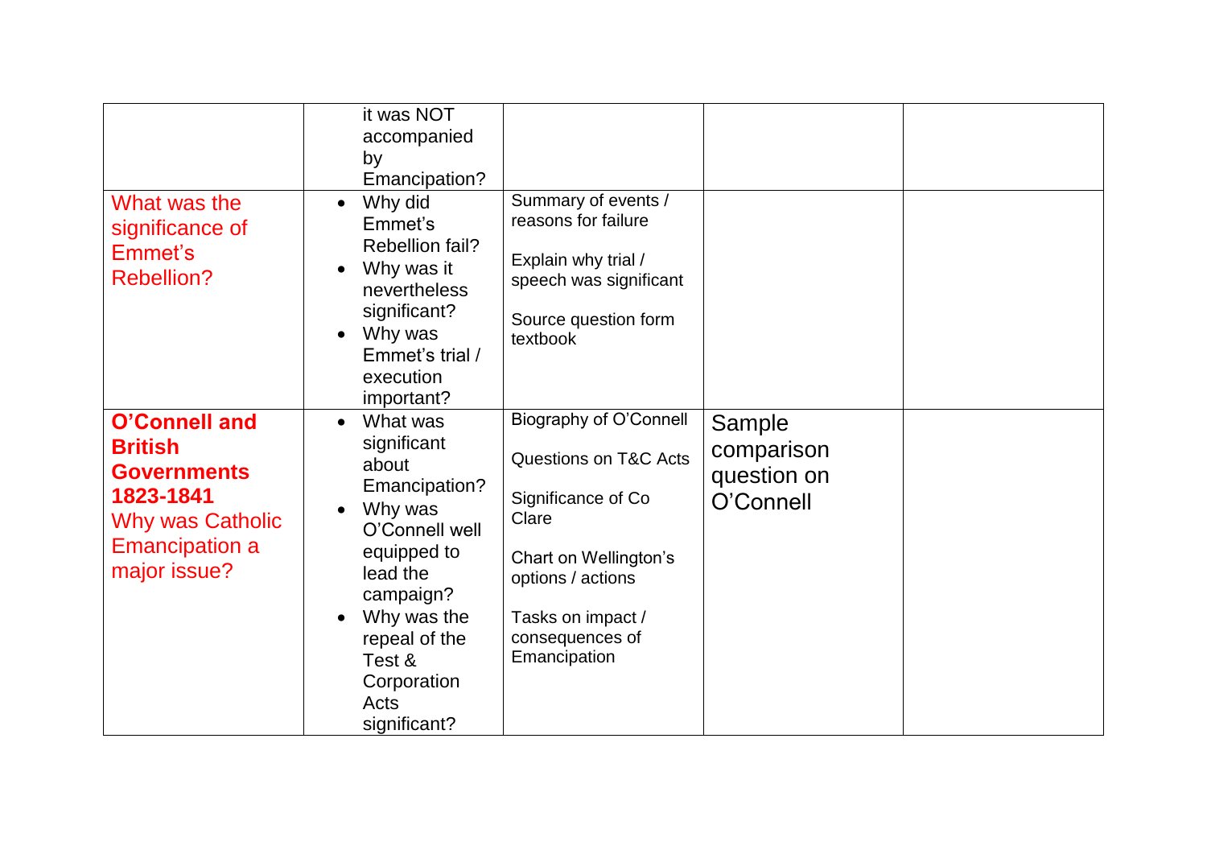| | | | | |
|---|---|---|---|---|
| | it was NOT accompanied by Emancipation? | | | |
| What was the significance of Emmet's Rebellion? | <ul><li>Why did Emmet's Rebellion fail?</li><li>Why was it nevertheless significant?</li><li>Why was Emmet's trial / execution important?</li></ul> | Summary of events / reasons for failure<br><br>Explain why trial / speech was significant<br><br>Source question form textbook | | |
| **O'Connell and British Governments 1823-1841**<br>Why was Catholic Emancipation a major issue? | <ul><li>What was significant about Emancipation?</li><li>Why was O'Connell well equipped to lead the campaign?</li><li>Why was the repeal of the Test & Corporation Acts significant?</li></ul> | Biography of O'Connell<br><br>Questions on T&C Acts<br><br>Significance of Co Clare<br><br>Chart on Wellington's options / actions<br><br>Tasks on impact / consequences of Emancipation | Sample comparison question on O'Connell | |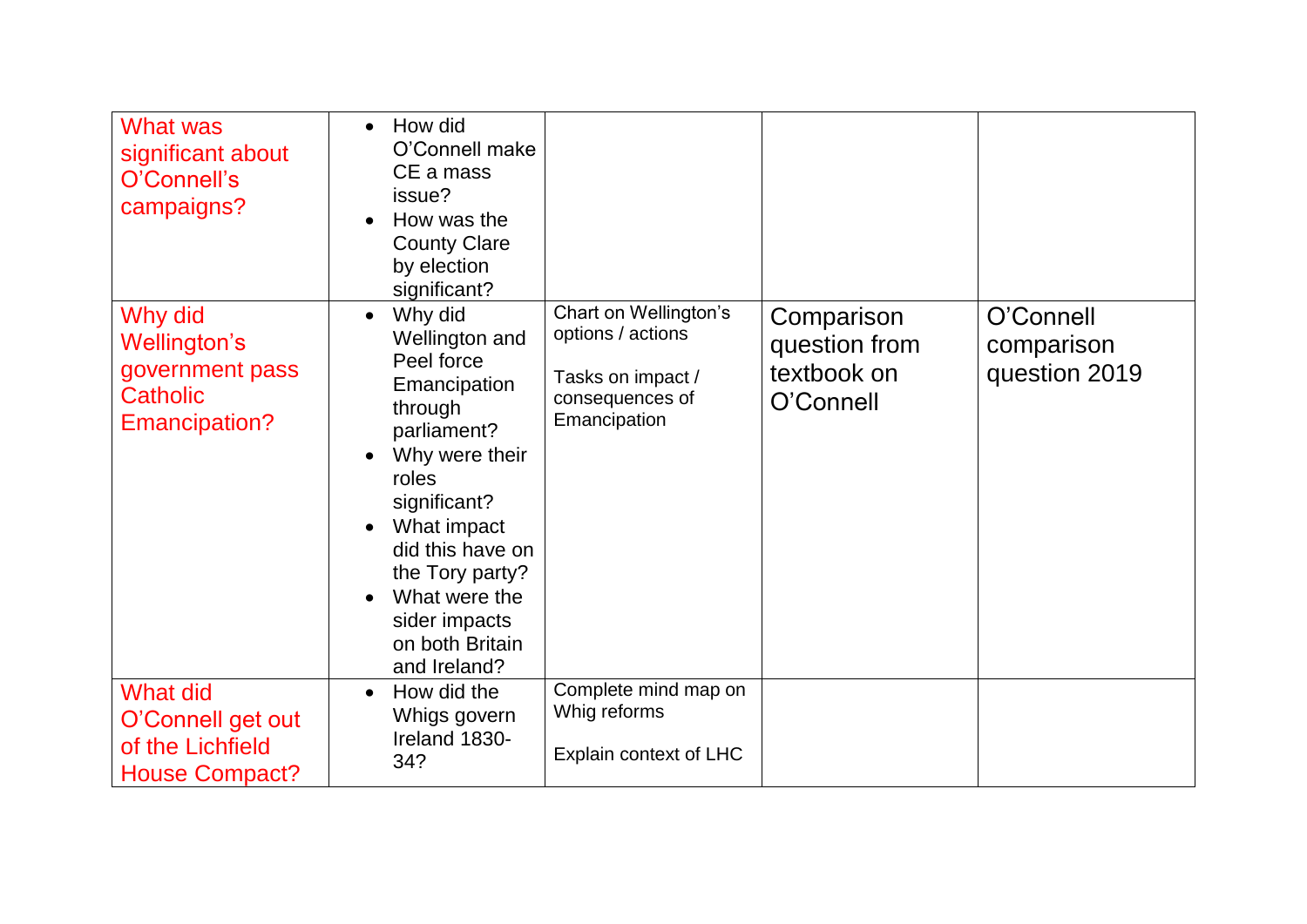| What was significant about O'Connell's campaigns? | <ul><li>How did O'Connell make CE a mass issue?</li><li>How was the County Clare by election significant?</li></ul> | | | |
|---|---|---|---|---|
| Why did Wellington's government pass Catholic Emancipation? | <ul><li>Why did Wellington and Peel force Emancipation through parliament?</li><li>Why were their roles significant?</li><li>What impact did this have on the Tory party?</li><li>What were the sider impacts on both Britain and Ireland?</li></ul> | Chart on Wellington's options / actions<br><br>Tasks on impact / consequences of Emancipation | Comparison question from textbook on O'Connell | O'Connell comparison question 2019 |
| What did O'Connell get out of the Lichfield House Compact? | <ul><li>How did the Whigs govern Ireland 1830-34?</li></ul> | Complete mind map on Whig reforms<br><br>Explain context of LHC | | |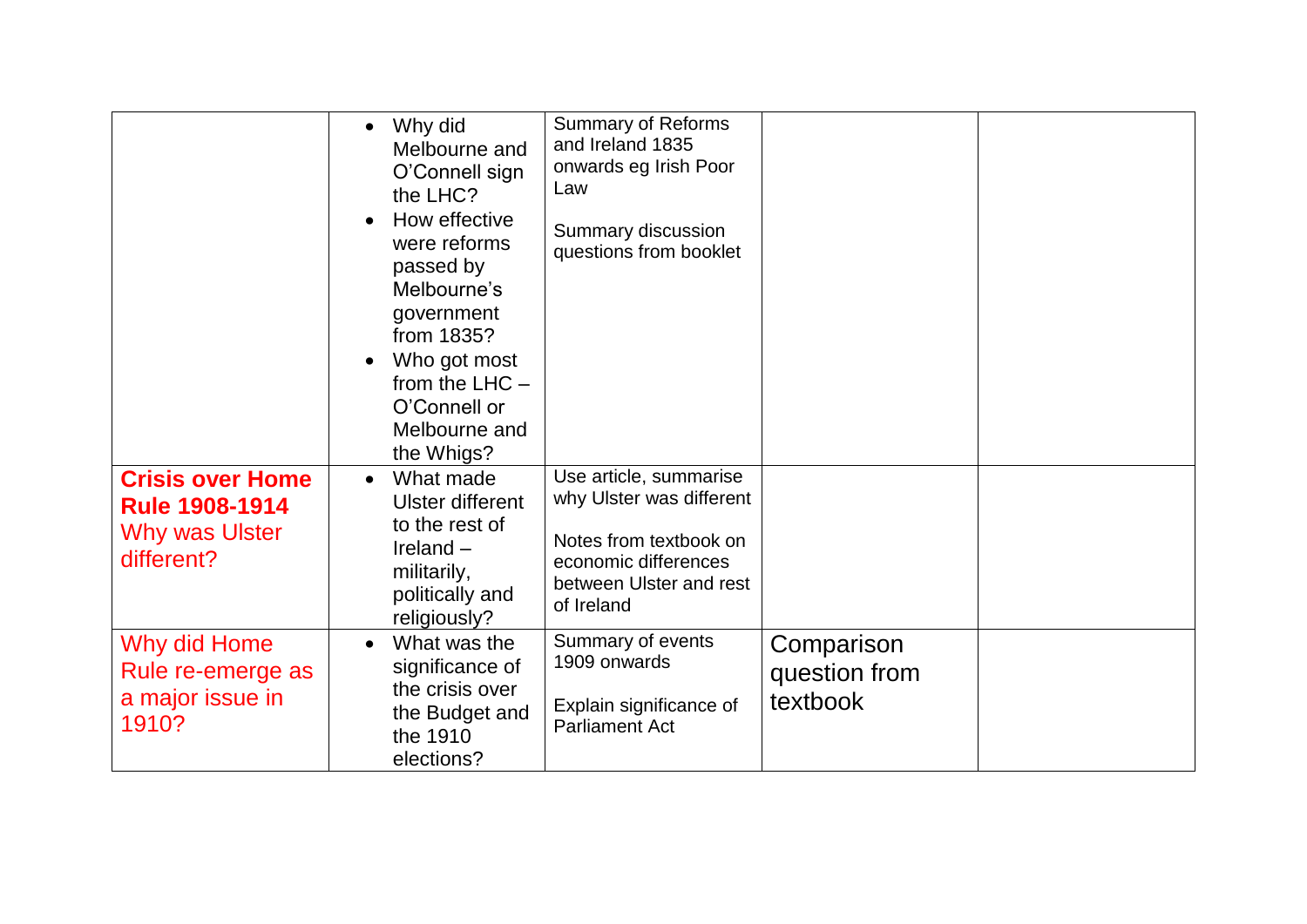| | | | | |
|---|---|---|---|---|
| | • Why did Melbourne and O'Connell sign the LHC?<br>• How effective were reforms passed by Melbourne's government from 1835?<br>• Who got most from the LHC – O'Connell or Melbourne and the Whigs? | Summary of Reforms and Ireland 1835 onwards eg Irish Poor Law<br><br>Summary discussion questions from booklet | | |
| **Crisis over Home Rule 1908-1914**<br>Why was Ulster different? | • What made Ulster different to the rest of Ireland – militarily, politically and religiously? | Use article, summarise why Ulster was different<br><br>Notes from textbook on economic differences between Ulster and rest of Ireland | | |
| Why did Home Rule re-emerge as a major issue in 1910? | • What was the significance of the crisis over the Budget and the 1910 elections? | Summary of events 1909 onwards<br><br>Explain significance of Parliament Act | Comparison question from textbook | |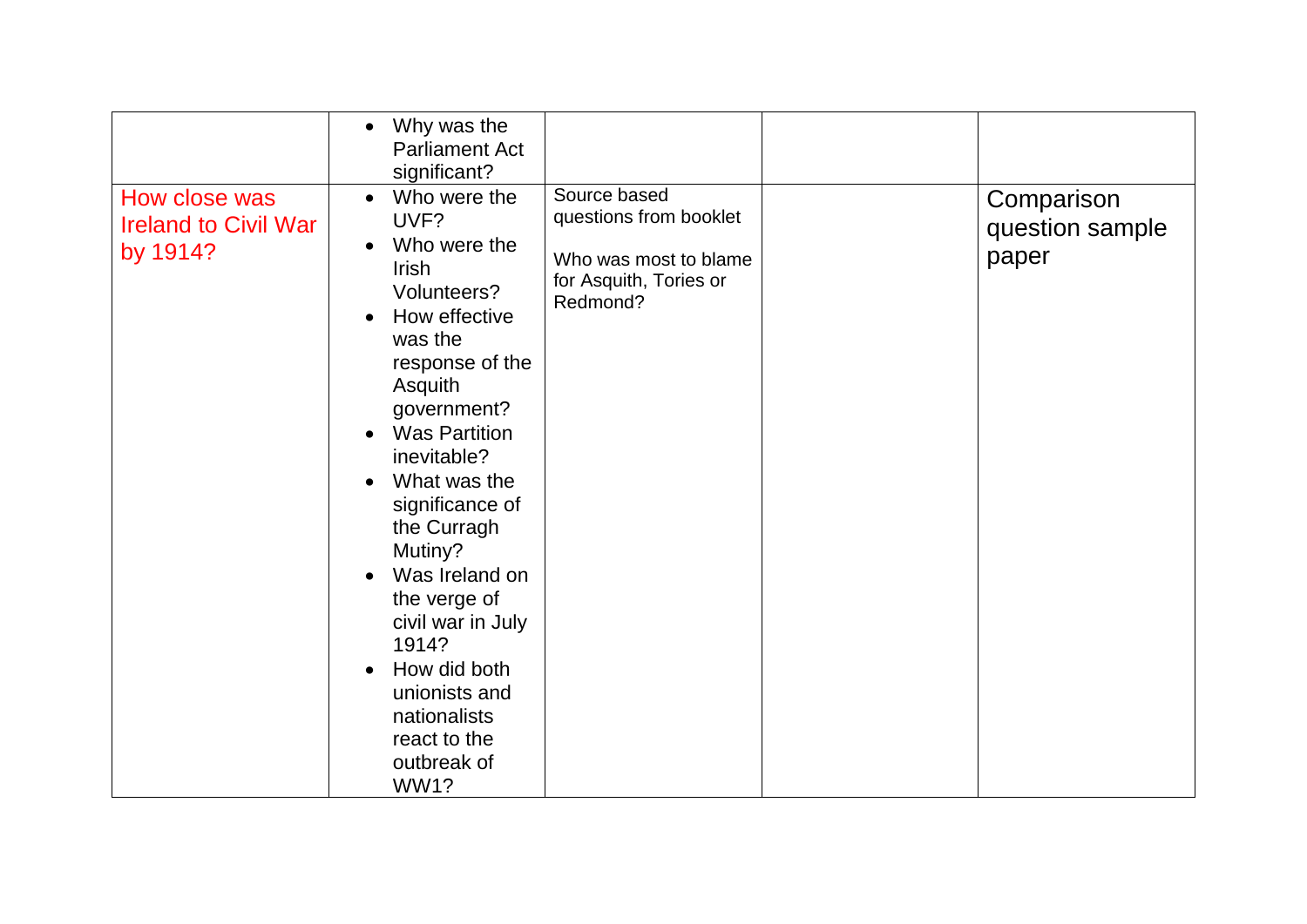| | | | | |
|---|---|---|---|---|
| | • Why was the Parliament Act significant? | | | |
| How close was Ireland to Civil War by 1914? | • Who were the UVF?<br>• Who were the Irish Volunteers?<br>• How effective was the response of the Asquith government?<br>• Was Partition inevitable?<br>• What was the significance of the Curragh Mutiny?<br>• Was Ireland on the verge of civil war in July 1914?<br>• How did both unionists and nationalists react to the outbreak of WW1? | Source based questions from booklet<br><br>Who was most to blame for Asquith, Tories or Redmond? | | Comparison question sample paper |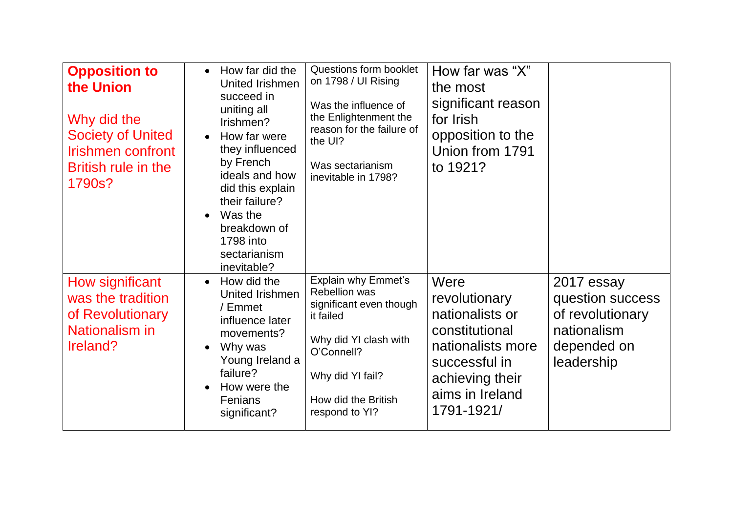| | | | | |
|---|---|---|---|---|
| **Opposition to the Union**<br><br>Why did the Society of United Irishmen confront British rule in the 1790s? | • How far did the United Irishmen succeed in uniting all Irishmen?<br>• How far were they influenced by French ideals and how did this explain their failure?<br>• Was the breakdown of 1798 into sectarianism inevitable? | Questions form booklet on 1798 / UI Rising<br><br>Was the influence of the Enlightenment the reason for the failure of the UI?<br><br>Was sectarianism inevitable in 1798? | How far was "X" the most significant reason for Irish opposition to the Union from 1791 to 1921? | |
| How significant was the tradition of Revolutionary Nationalism in Ireland? | • How did the United Irishmen / Emmet influence later movements?<br>• Why was Young Ireland a failure?<br>• How were the Fenians significant? | Explain why Emmet's Rebellion was significant even though it failed<br><br>Why did YI clash with O'Connell?<br><br>Why did YI fail?<br><br>How did the British respond to YI? | Were revolutionary nationalists or constitutional nationalists more successful in achieving their aims in Ireland 1791-1921/ | 2017 essay question success of revolutionary nationalism depended on leadership |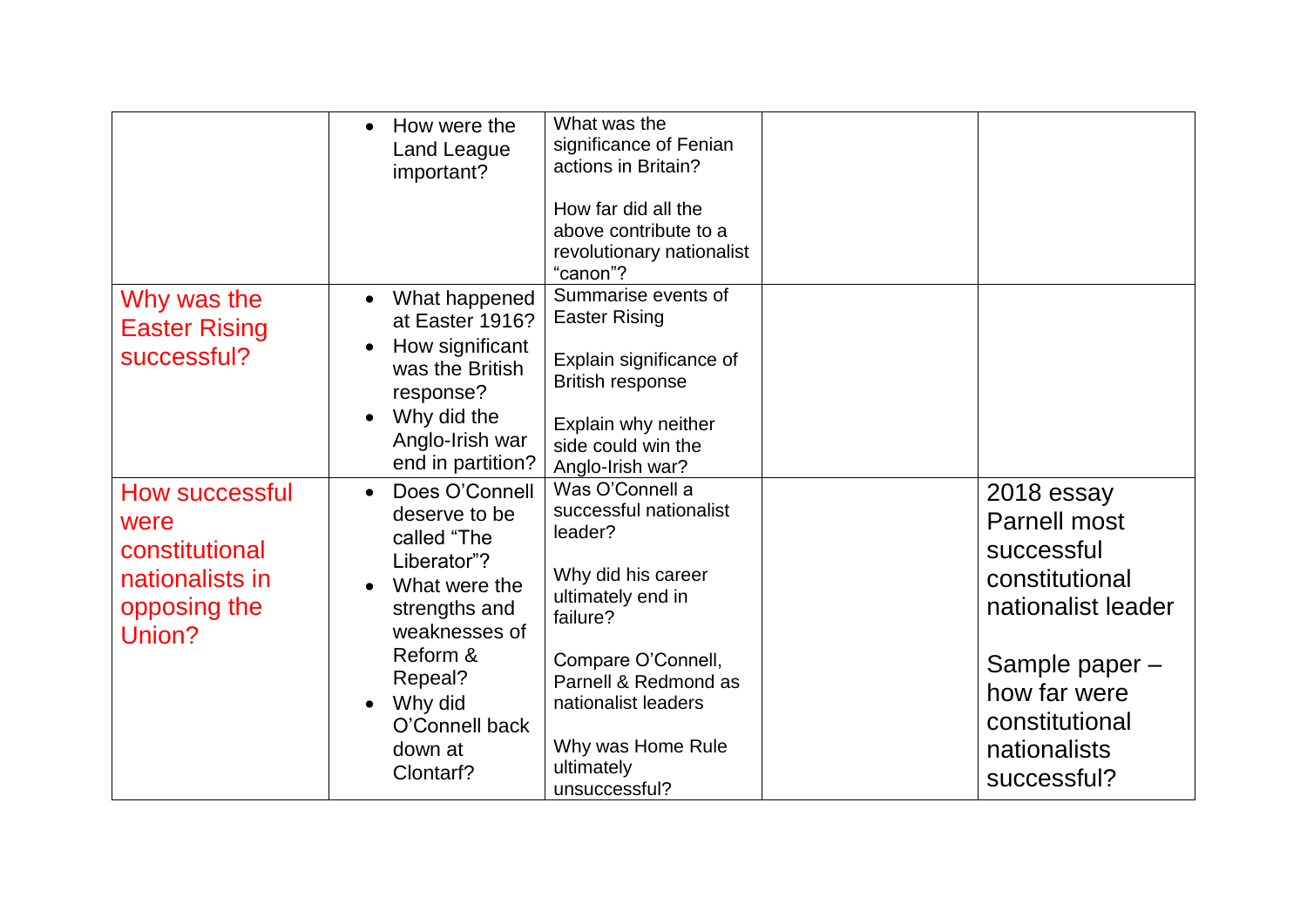|  |  |  |  |  |
|---|---|---|---|---|
|  | • How were the Land League important? | What was the significance of Fenian actions in Britain?<br><br>How far did all the above contribute to a revolutionary nationalist "canon"? |  |  |
| Why was the Easter Rising successful? | • What happened at Easter 1916?<br>• How significant was the British response?<br>• Why did the Anglo-Irish war end in partition? | Summarise events of Easter Rising<br><br>Explain significance of British response<br><br>Explain why neither side could win the Anglo-Irish war? |  |  |
| How successful were constitutional nationalists in opposing the Union? | • Does O'Connell deserve to be called "The Liberator"?<br>• What were the strengths and weaknesses of Reform & Repeal?<br>• Why did O'Connell back down at Clontarf? | Was O'Connell a successful nationalist leader?<br><br>Why did his career ultimately end in failure?<br><br>Compare O'Connell, Parnell & Redmond as nationalist leaders<br><br>Why was Home Rule ultimately unsuccessful? |  | 2018 essay Parnell most successful constitutional nationalist leader<br><br>Sample paper – how far were constitutional nationalists successful? |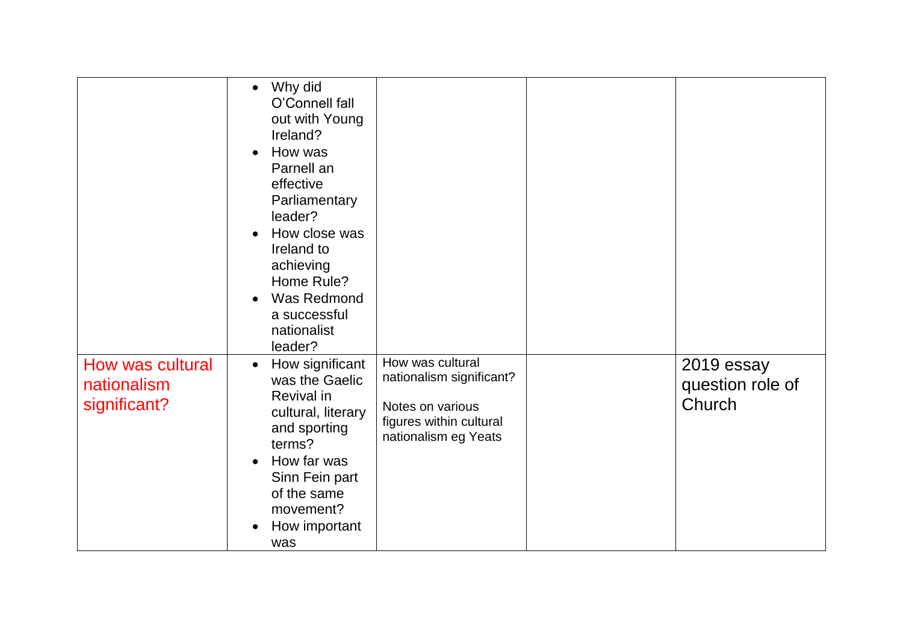|  |  |  |  |  |
|---|---|---|---|---|
|  | <ul><li>Why did O'Connell fall out with Young Ireland?</li><li>How was Parnell an effective Parliamentary leader?</li><li>How close was Ireland to achieving Home Rule?</li><li>Was Redmond a successful nationalist leader?</li></ul> |  |  |  |
| How was cultural nationalism significant? | <ul><li>How significant was the Gaelic Revival in cultural, literary and sporting terms?</li><li>How far was Sinn Fein part of the same movement?</li><li>How important was</li></ul> | How was cultural nationalism significant?<br><br>Notes on various figures within cultural nationalism eg Yeats |  | 2019 essay question role of Church |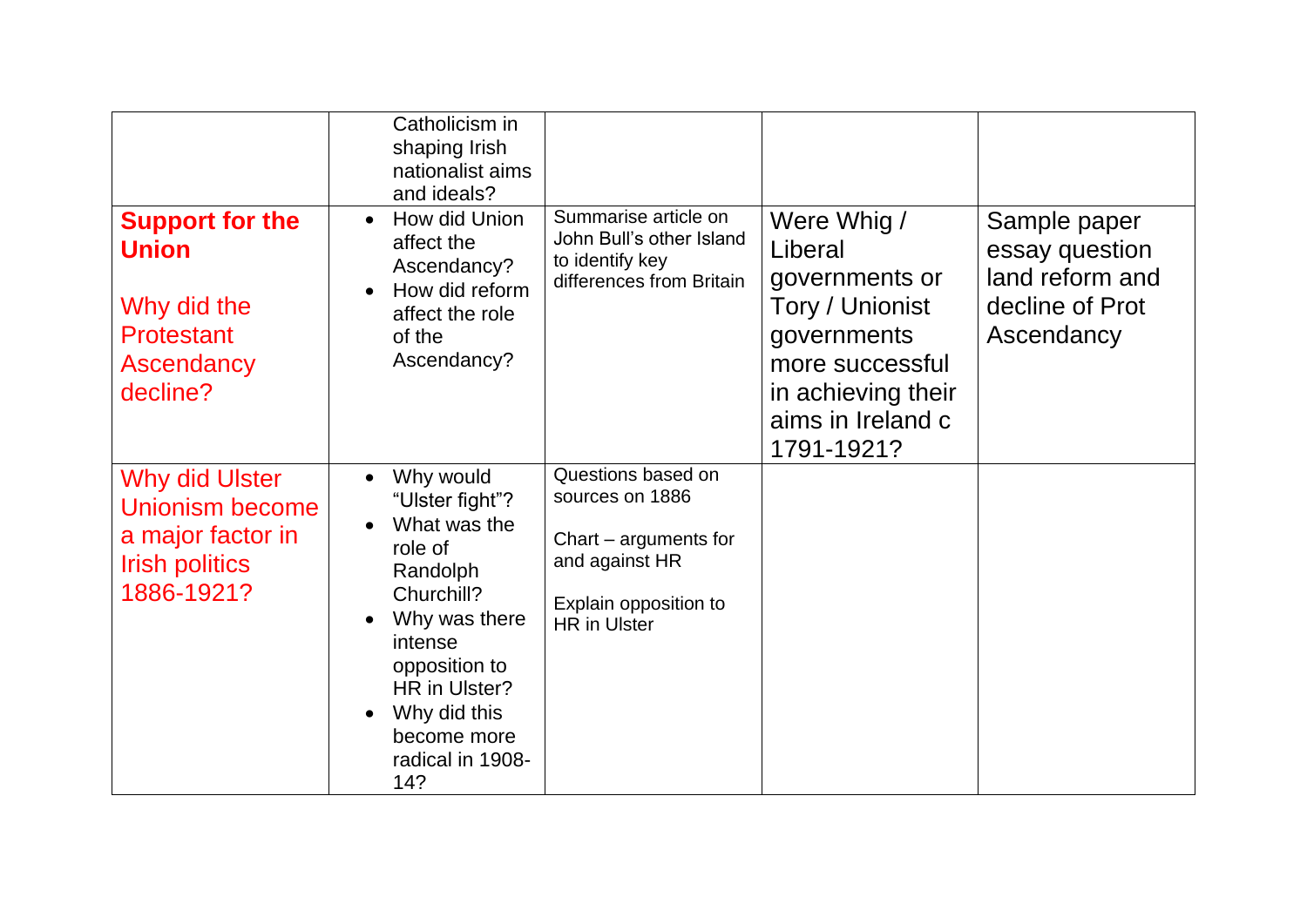| | | | | |
|---|---|---|---|---|
| | Catholicism in shaping Irish nationalist aims and ideals? | | | |
| **Support for the Union**<br><br>Why did the Protestant Ascendancy decline? | • How did Union affect the Ascendancy?<br>• How did reform affect the role of the Ascendancy? | Summarise article on John Bull's other Island to identify key differences from Britain | Were Whig / Liberal governments or Tory / Unionist governments more successful in achieving their aims in Ireland c 1791-1921? | Sample paper essay question land reform and decline of Prot Ascendancy |
| Why did Ulster Unionism become a major factor in Irish politics 1886-1921? | • Why would "Ulster fight"?<br>• What was the role of Randolph Churchill?<br>• Why was there intense opposition to HR in Ulster?<br>• Why did this become more radical in 1908-14? | Questions based on sources on 1886<br><br>Chart – arguments for and against HR<br><br>Explain opposition to HR in Ulster | | |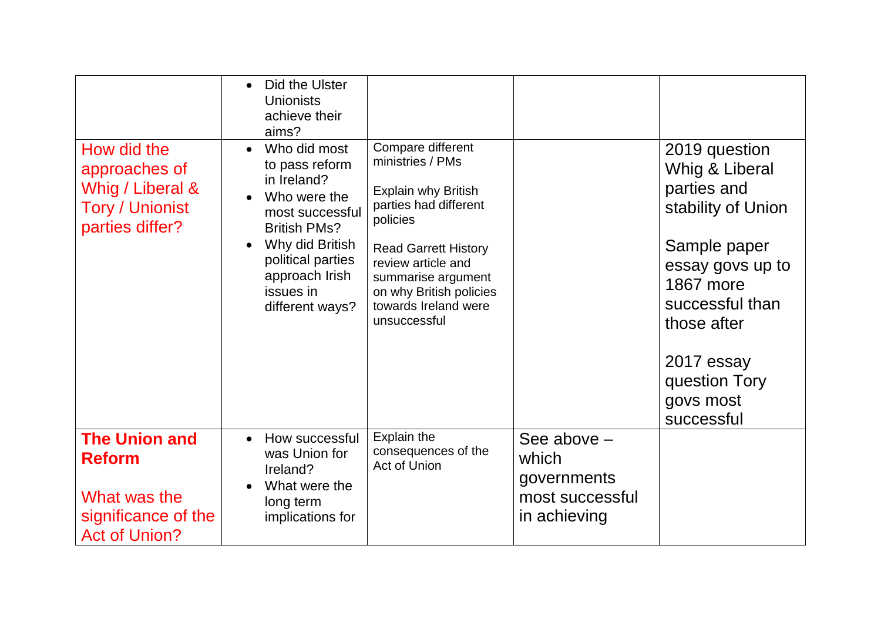| | | | | |
|---|---|---|---|---|
| | • Did the Ulster Unionists achieve their aims? | | | |
| How did the approaches of Whig / Liberal & Tory / Unionist parties differ? | • Who did most to pass reform in Ireland?<br>• Who were the most successful British PMs?<br>• Why did British political parties approach Irish issues in different ways? | Compare different ministries / PMs<br><br>Explain why British parties had different policies<br><br>Read Garrett History review article and summarise argument on why British policies towards Ireland were unsuccessful | | 2019 question Whig & Liberal parties and stability of Union<br><br>Sample paper essay govs up to 1867 more successful than those after<br><br>2017 essay question Tory govs most successful |
| **The Union and Reform**<br><br>What was the significance of the Act of Union? | • How successful was Union for Ireland?<br>• What were the long term implications for | Explain the consequences of the Act of Union | See above – which governments most successful in achieving | |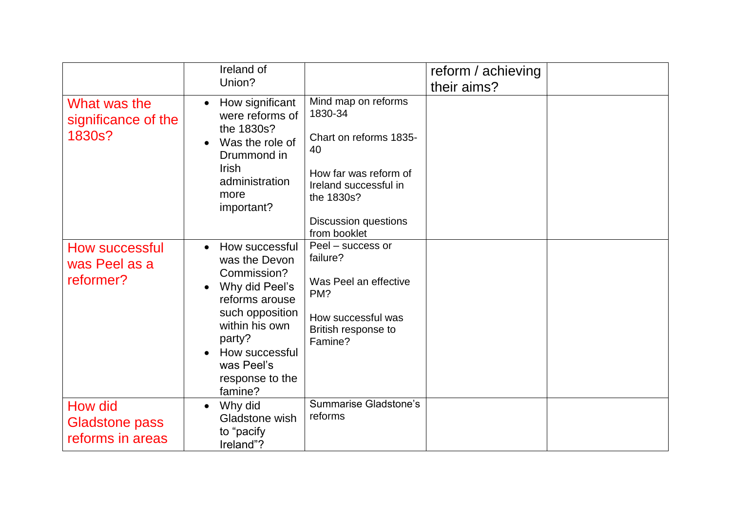| | | | | |
|---|---|---|---|---|
| | Ireland of Union? | | reform / achieving their aims? | |
| What was the significance of the 1830s? | • How significant were reforms of the 1830s?<br>• Was the role of Drummond in Irish administration more important? | Mind map on reforms 1830-34<br><br>Chart on reforms 1835-40<br><br>How far was reform of Ireland successful in the 1830s?<br><br>Discussion questions from booklet | | |
| How successful was Peel as a reformer? | • How successful was the Devon Commission?<br>• Why did Peel's reforms arouse such opposition within his own party?<br>• How successful was Peel's response to the famine? | Peel – success or failure?<br><br>Was Peel an effective PM?<br><br>How successful was British response to Famine? | | |
| How did Gladstone pass reforms in areas | • Why did Gladstone wish to "pacify Ireland"? | Summarise Gladstone's reforms | | |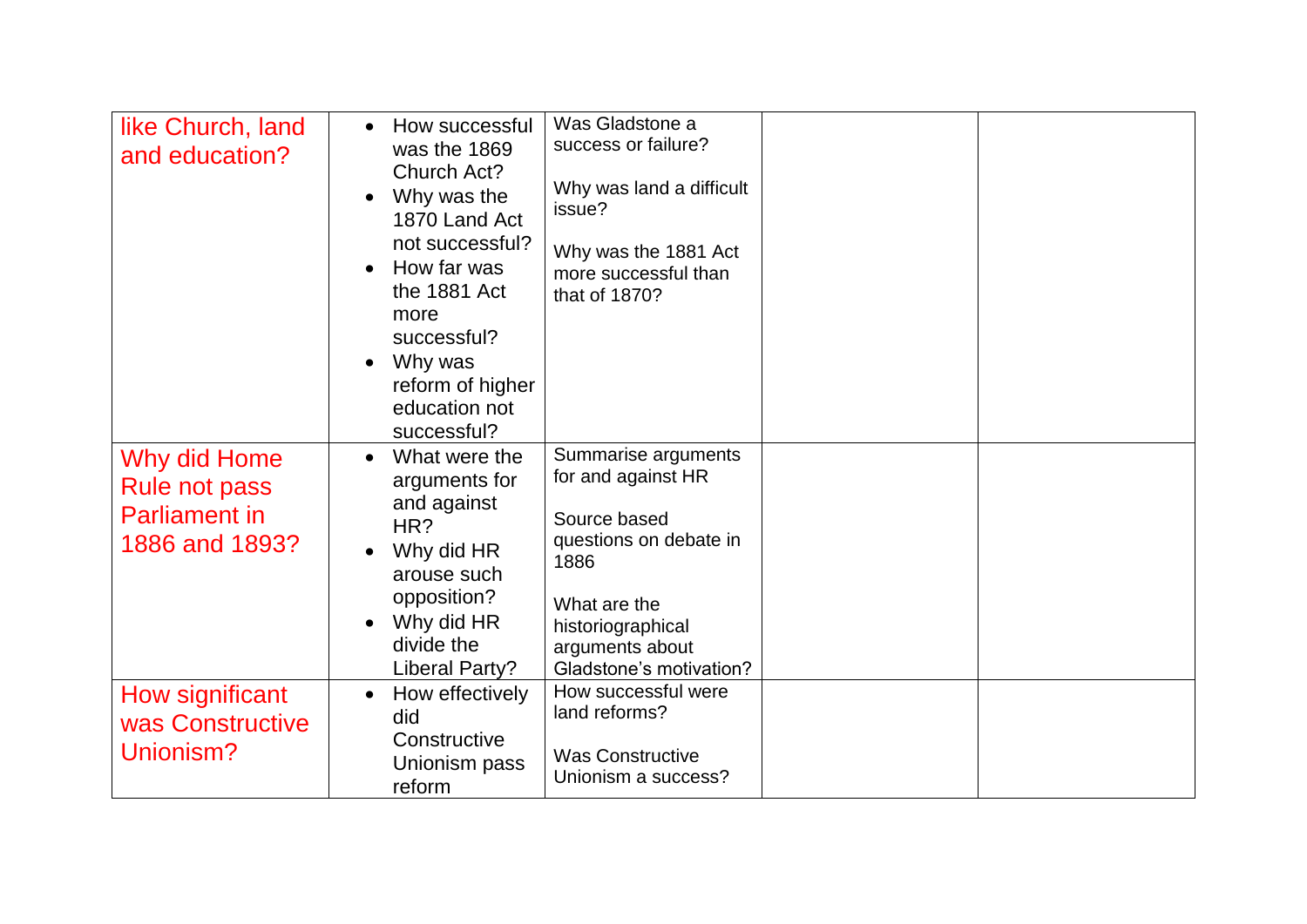| | | | | |
|---|---|---|---|---|
| like Church, land and education? | • How successful was the 1869 Church Act?<br>• Why was the 1870 Land Act not successful?<br>• How far was the 1881 Act more successful?<br>• Why was reform of higher education not successful? | Was Gladstone a success or failure?<br><br>Why was land a difficult issue?<br><br>Why was the 1881 Act more successful than that of 1870? | | |
| Why did Home Rule not pass Parliament in 1886 and 1893? | • What were the arguments for and against HR?<br>• Why did HR arouse such opposition?<br>• Why did HR divide the Liberal Party? | Summarise arguments for and against HR<br><br>Source based questions on debate in 1886<br><br>What are the historiographical arguments about Gladstone's motivation? | | |
| How significant was Constructive Unionism? | • How effectively did Constructive Unionism pass reform | How successful were land reforms?<br><br>Was Constructive Unionism a success? | | |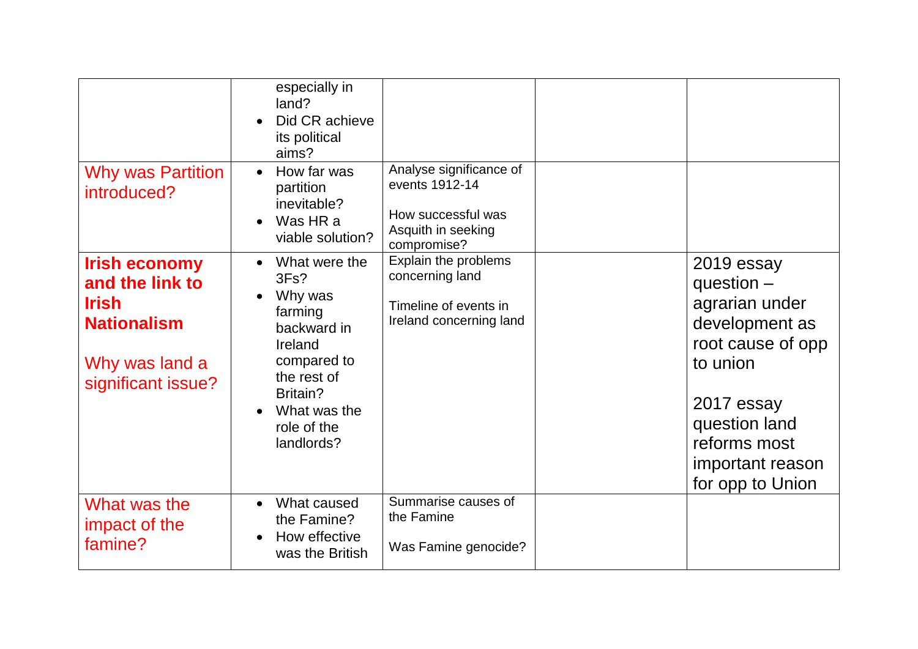|  |  |  |  |  |
|---|---|---|---|---|
|  | especially in land?<br>• Did CR achieve its political aims? |  |  |  |
| Why was Partition introduced? | • How far was partition inevitable?<br>• Was HR a viable solution? | Analyse significance of events 1912-14<br><br>How successful was Asquith in seeking compromise? |  |  |
| **Irish economy and the link to Irish Nationalism**<br><br>Why was land a significant issue? | • What were the 3Fs?<br>• Why was farming backward in Ireland compared to the rest of Britain?<br>• What was the role of the landlords? | Explain the problems concerning land<br><br>Timeline of events in Ireland concerning land |  | 2019 essay question – agrarian under development as root cause of opp to union<br><br>2017 essay question land reforms most important reason for opp to Union |
| What was the impact of the famine? | • What caused the Famine?<br>• How effective was the British | Summarise causes of the Famine<br><br>Was Famine genocide? |  |  |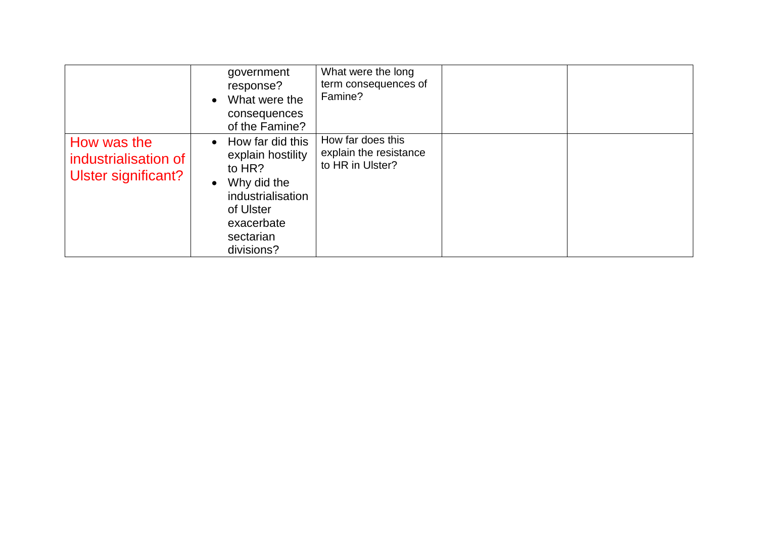| | | | | |
|---|---|---|---|---|
| | government response?<br>• What were the consequences of the Famine? | What were the long term consequences of Famine? | | |
| How was the industrialisation of Ulster significant? | • How far did this explain hostility to HR?<br>• Why did the industrialisation of Ulster exacerbate sectarian divisions? | How far does this explain the resistance to HR in Ulster? | | |